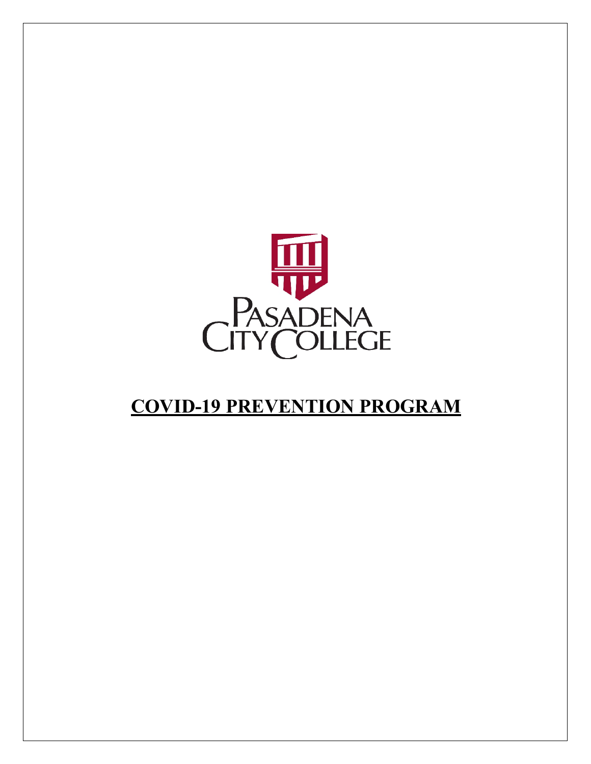Pasadena City College

# COVID-19 PREVENTION PROGRAM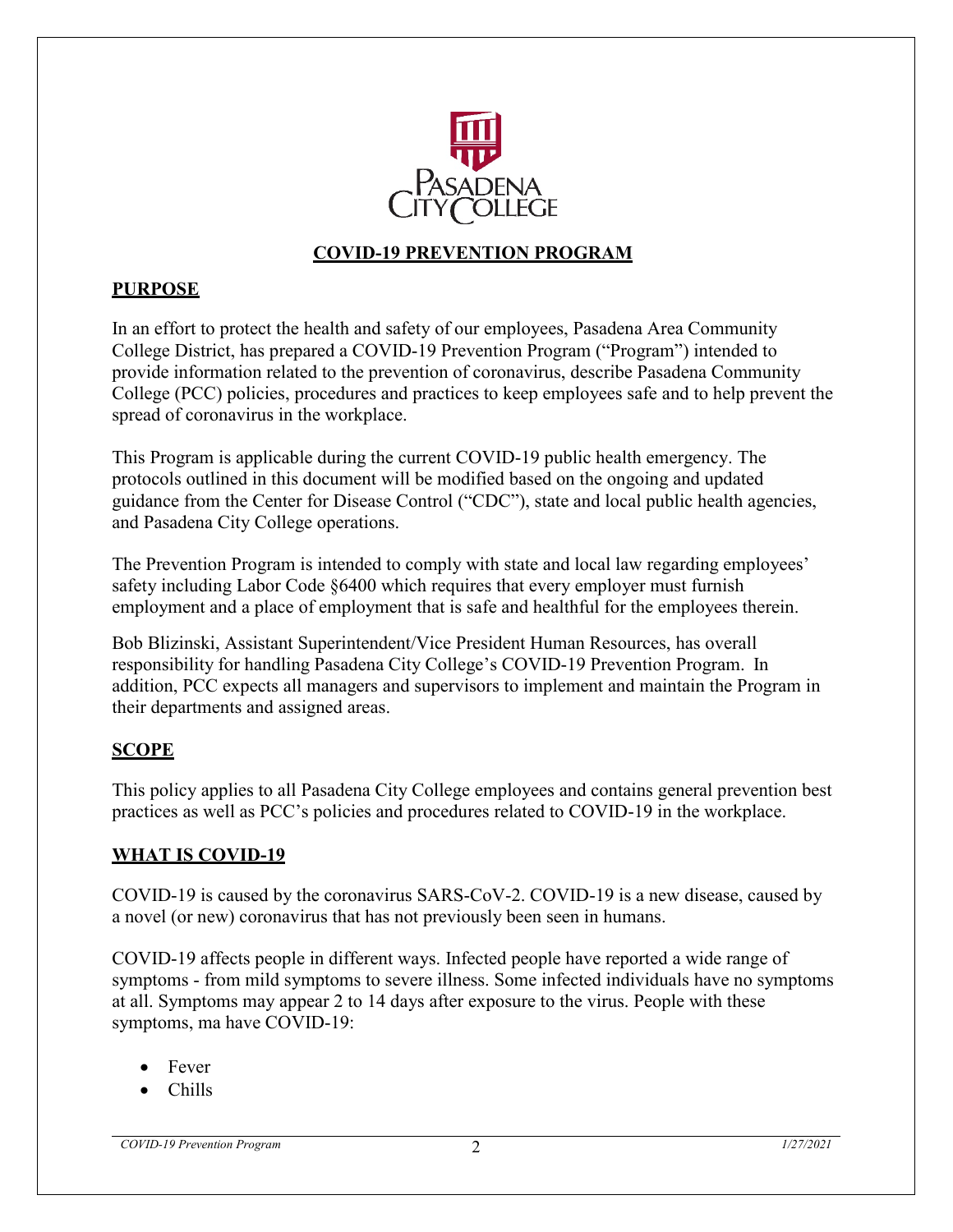# COVID-19 PREVENTION PROGRAM

## PURPOSE

In an effort to protect the health and safety of our employees, Pasadena Area Community College District, has prepared a COVID-19 Prevention Program ("Program") intended to provide information related to the prevention of coronavirus, describe Pasadena Community College (PCC) policies, procedures and practices to keep employees safe and to help prevent the spread of coronavirus in the workplace.

This Program is applicable during the current COVID-19 public health emergency. The protocols outlined in this document will be modified based on the ongoing and updated guidance from the Center for Disease Control ("CDC"), state and local public health agencies, and Pasadena City College operations.

The Prevention Program is intended to comply with state and local law regarding employees' safety including Labor Code §6400 which requires that every employer must furnish employment and a place of employment that is safe and healthful for the employees therein.

Bob Blizinski, Assistant Superintendent/Vice President Human Resources, has overall responsibility for handling Pasadena City College's COVID-19 Prevention Program. In addition, PCC expects all managers and supervisors to implement and maintain the Program in their departments and assigned areas.

## SCOPE

This policy applies to all Pasadena City College employees and contains general prevention best practices as well as PCC's policies and procedures related to COVID-19 in the workplace.

## WHAT IS COVID-19

COVID-19 is caused by the coronavirus SARS-CoV-2. COVID-19 is a new disease, caused by a novel (or new) coronavirus that has not previously been seen in humans.

COVID-19 affects people in different ways. Infected people have reported a wide range of symptoms - from mild symptoms to severe illness. Some infected individuals have no symptoms at all. Symptoms may appear 2 to 14 days after exposure to the virus. People with these symptoms, ma have COVID-19:

- Fever
- Chills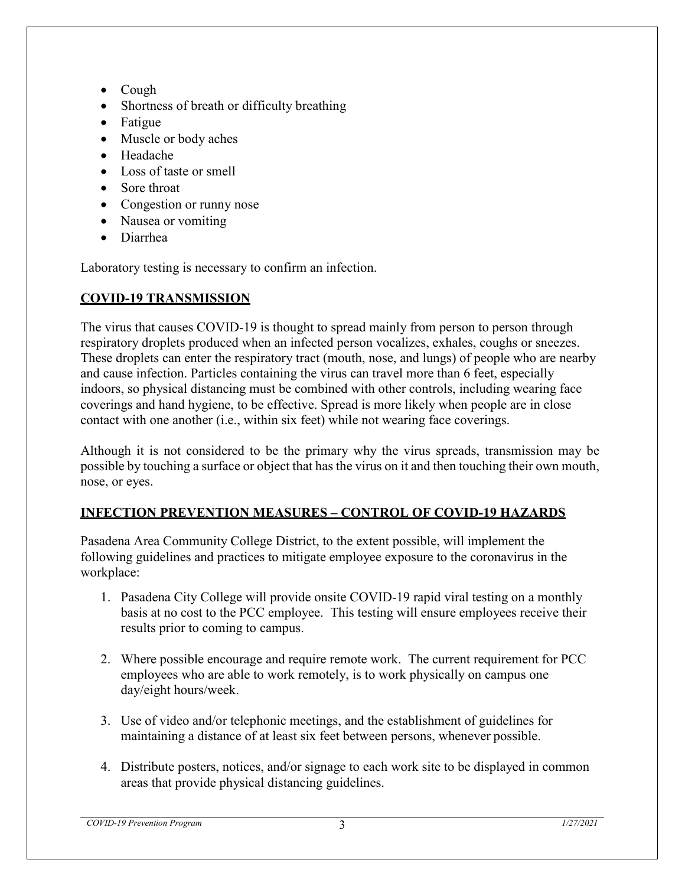- Cough
- Shortness of breath or difficulty breathing
- Fatigue
- Muscle or body aches
- Headache
- Loss of taste or smell
- Sore throat
- Congestion or runny nose
- Nausea or vomiting
- Diarrhea

Laboratory testing is necessary to confirm an infection.

## COVID-19 TRANSMISSION

The virus that causes COVID-19 is thought to spread mainly from person to person through respiratory droplets produced when an infected person vocalizes, exhales, coughs or sneezes. These droplets can enter the respiratory tract (mouth, nose, and lungs) of people who are nearby and cause infection. Particles containing the virus can travel more than 6 feet, especially indoors, so physical distancing must be combined with other controls, including wearing face coverings and hand hygiene, to be effective. Spread is more likely when people are in close contact with one another (i.e., within six feet) while not wearing face coverings.

Although it is not considered to be the primary why the virus spreads, transmission may be possible by touching a surface or object that has the virus on it and then touching their own mouth, nose, or eyes.

## INFECTION PREVENTION MEASURES – CONTROL OF COVID-19 HAZARDS

Pasadena Area Community College District, to the extent possible, will implement the following guidelines and practices to mitigate employee exposure to the coronavirus in the workplace:

1. Pasadena City College will provide onsite COVID-19 rapid viral testing on a monthly basis at no cost to the PCC employee. This testing will ensure employees receive their results prior to coming to campus.

2. Where possible encourage and require remote work. The current requirement for PCC employees who are able to work remotely, is to work physically on campus one day/eight hours/week.

3. Use of video and/or telephonic meetings, and the establishment of guidelines for maintaining a distance of at least six feet between persons, whenever possible.

4. Distribute posters, notices, and/or signage to each work site to be displayed in common areas that provide physical distancing guidelines.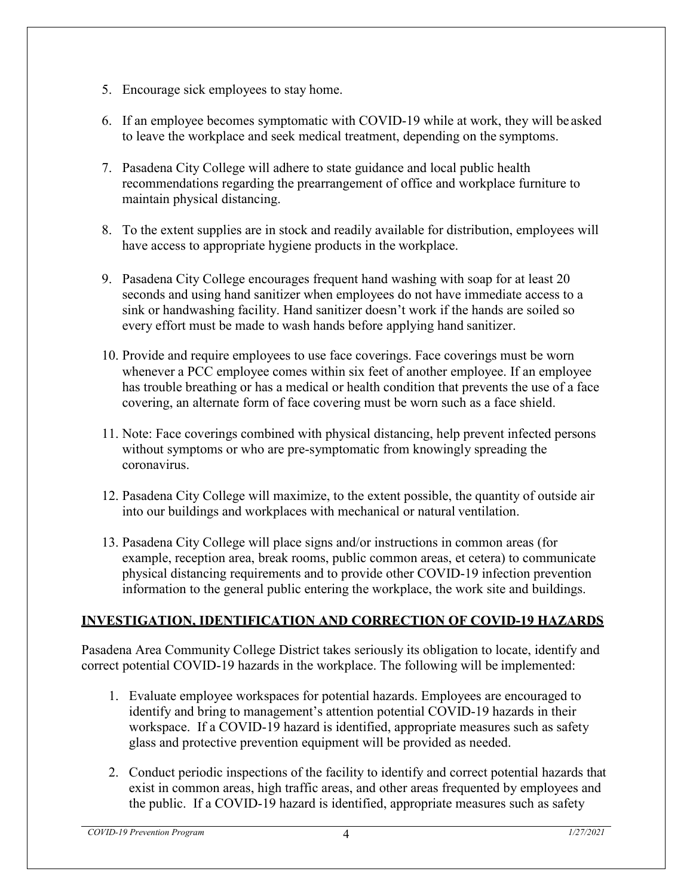5. Encourage sick employees to stay home.

6. If an employee becomes symptomatic with COVID-19 while at work, they will be asked to leave the workplace and seek medical treatment, depending on the symptoms.

7. Pasadena City College will adhere to state guidance and local public health recommendations regarding the prearrangement of office and workplace furniture to maintain physical distancing.

8. To the extent supplies are in stock and readily available for distribution, employees will have access to appropriate hygiene products in the workplace.

9. Pasadena City College encourages frequent hand washing with soap for at least 20 seconds and using hand sanitizer when employees do not have immediate access to a sink or handwashing facility. Hand sanitizer doesn't work if the hands are soiled so every effort must be made to wash hands before applying hand sanitizer.

10. Provide and require employees to use face coverings. Face coverings must be worn whenever a PCC employee comes within six feet of another employee. If an employee has trouble breathing or has a medical or health condition that prevents the use of a face covering, an alternate form of face covering must be worn such as a face shield.

11. Note: Face coverings combined with physical distancing, help prevent infected persons without symptoms or who are pre-symptomatic from knowingly spreading the coronavirus.

12. Pasadena City College will maximize, to the extent possible, the quantity of outside air into our buildings and workplaces with mechanical or natural ventilation.

13. Pasadena City College will place signs and/or instructions in common areas (for example, reception area, break rooms, public common areas, et cetera) to communicate physical distancing requirements and to provide other COVID-19 infection prevention information to the general public entering the workplace, the work site and buildings.

## INVESTIGATION, IDENTIFICATION AND CORRECTION OF COVID-19 HAZARDS

Pasadena Area Community College District takes seriously its obligation to locate, identify and correct potential COVID-19 hazards in the workplace. The following will be implemented:

1. Evaluate employee workspaces for potential hazards. Employees are encouraged to identify and bring to management's attention potential COVID-19 hazards in their workspace. If a COVID-19 hazard is identified, appropriate measures such as safety glass and protective prevention equipment will be provided as needed.

2. Conduct periodic inspections of the facility to identify and correct potential hazards that exist in common areas, high traffic areas, and other areas frequented by employees and the public. If a COVID-19 hazard is identified, appropriate measures such as safety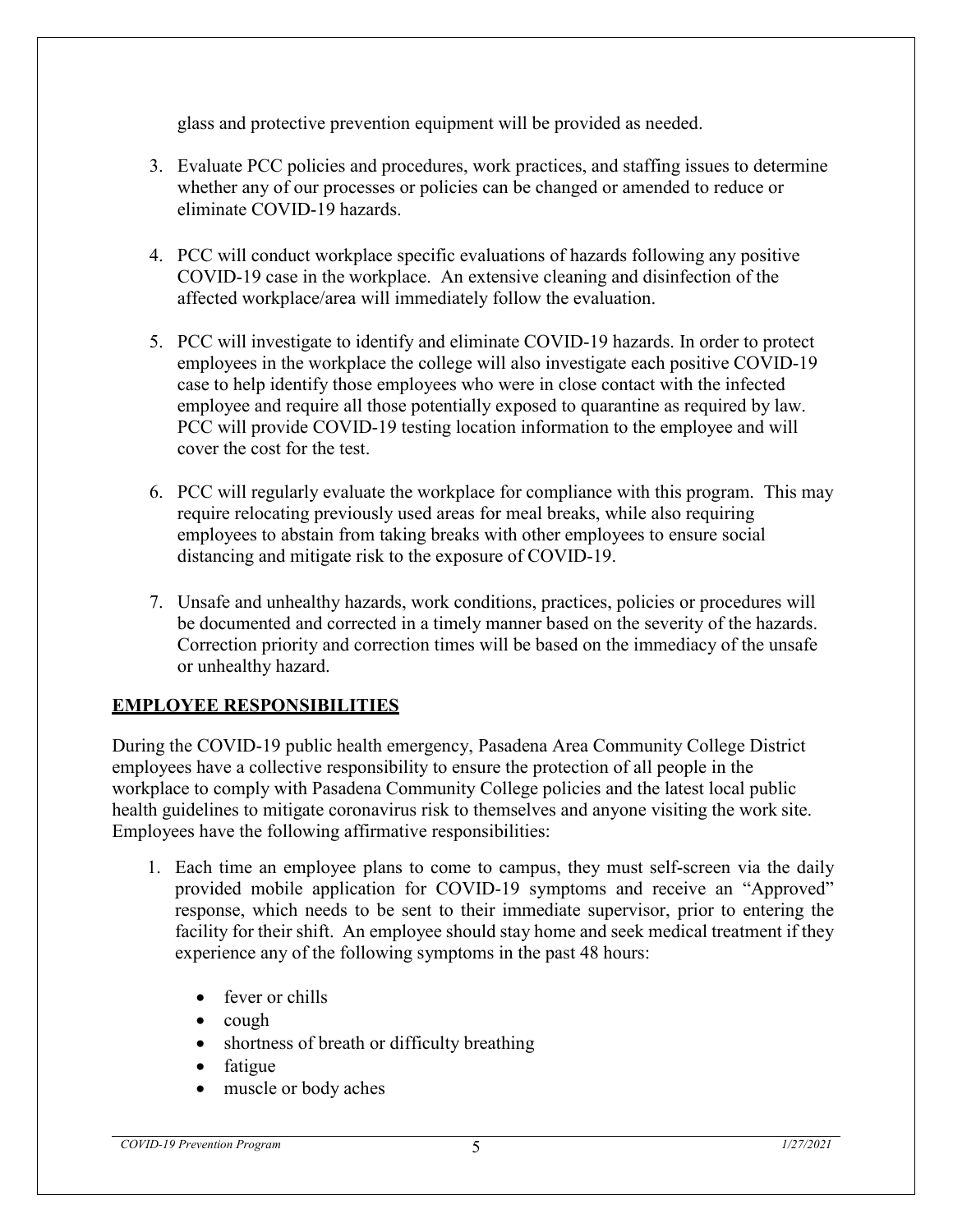glass and protective prevention equipment will be provided as needed.

3. Evaluate PCC policies and procedures, work practices, and staffing issues to determine whether any of our processes or policies can be changed or amended to reduce or eliminate COVID-19 hazards.

4. PCC will conduct workplace specific evaluations of hazards following any positive COVID-19 case in the workplace. An extensive cleaning and disinfection of the affected workplace/area will immediately follow the evaluation.

5. PCC will investigate to identify and eliminate COVID-19 hazards. In order to protect employees in the workplace the college will also investigate each positive COVID-19 case to help identify those employees who were in close contact with the infected employee and require all those potentially exposed to quarantine as required by law. PCC will provide COVID-19 testing location information to the employee and will cover the cost for the test.

6. PCC will regularly evaluate the workplace for compliance with this program. This may require relocating previously used areas for meal breaks, while also requiring employees to abstain from taking breaks with other employees to ensure social distancing and mitigate risk to the exposure of COVID-19.

7. Unsafe and unhealthy hazards, work conditions, practices, policies or procedures will be documented and corrected in a timely manner based on the severity of the hazards. Correction priority and correction times will be based on the immediacy of the unsafe or unhealthy hazard.

## EMPLOYEE RESPONSIBILITIES

During the COVID-19 public health emergency, Pasadena Area Community College District employees have a collective responsibility to ensure the protection of all people in the workplace to comply with Pasadena Community College policies and the latest local public health guidelines to mitigate coronavirus risk to themselves and anyone visiting the work site. Employees have the following affirmative responsibilities:

1. Each time an employee plans to come to campus, they must self-screen via the daily provided mobile application for COVID-19 symptoms and receive an "Approved" response, which needs to be sent to their immediate supervisor, prior to entering the facility for their shift. An employee should stay home and seek medical treatment if they experience any of the following symptoms in the past 48 hours:

   - fever or chills
   - cough
   - shortness of breath or difficulty breathing
   - fatigue
   - muscle or body aches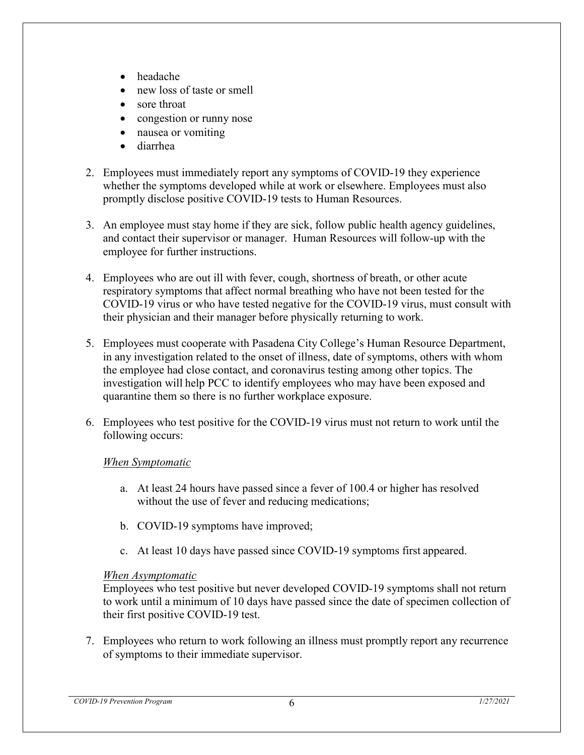- headache
- new loss of taste or smell
- sore throat
- congestion or runny nose
- nausea or vomiting
- diarrhea

2. Employees must immediately report any symptoms of COVID-19 they experience whether the symptoms developed while at work or elsewhere. Employees must also promptly disclose positive COVID-19 tests to Human Resources.

3. An employee must stay home if they are sick, follow public health agency guidelines, and contact their supervisor or manager. Human Resources will follow-up with the employee for further instructions.

4. Employees who are out ill with fever, cough, shortness of breath, or other acute respiratory symptoms that affect normal breathing who have not been tested for the COVID-19 virus or who have tested negative for the COVID-19 virus, must consult with their physician and their manager before physically returning to work.

5. Employees must cooperate with Pasadena City College's Human Resource Department, in any investigation related to the onset of illness, date of symptoms, others with whom the employee had close contact, and coronavirus testing among other topics. The investigation will help PCC to identify employees who may have been exposed and quarantine them so there is no further workplace exposure.

6. Employees who test positive for the COVID-19 virus must not return to work until the following occurs:

   *When Symptomatic*

   a. At least 24 hours have passed since a fever of 100.4 or higher has resolved without the use of fever and reducing medications;

   b. COVID-19 symptoms have improved;

   c. At least 10 days have passed since COVID-19 symptoms first appeared.

   *When Asymptomatic*

   Employees who test positive but never developed COVID-19 symptoms shall not return to work until a minimum of 10 days have passed since the date of specimen collection of their first positive COVID-19 test.

7. Employees who return to work following an illness must promptly report any recurrence of symptoms to their immediate supervisor.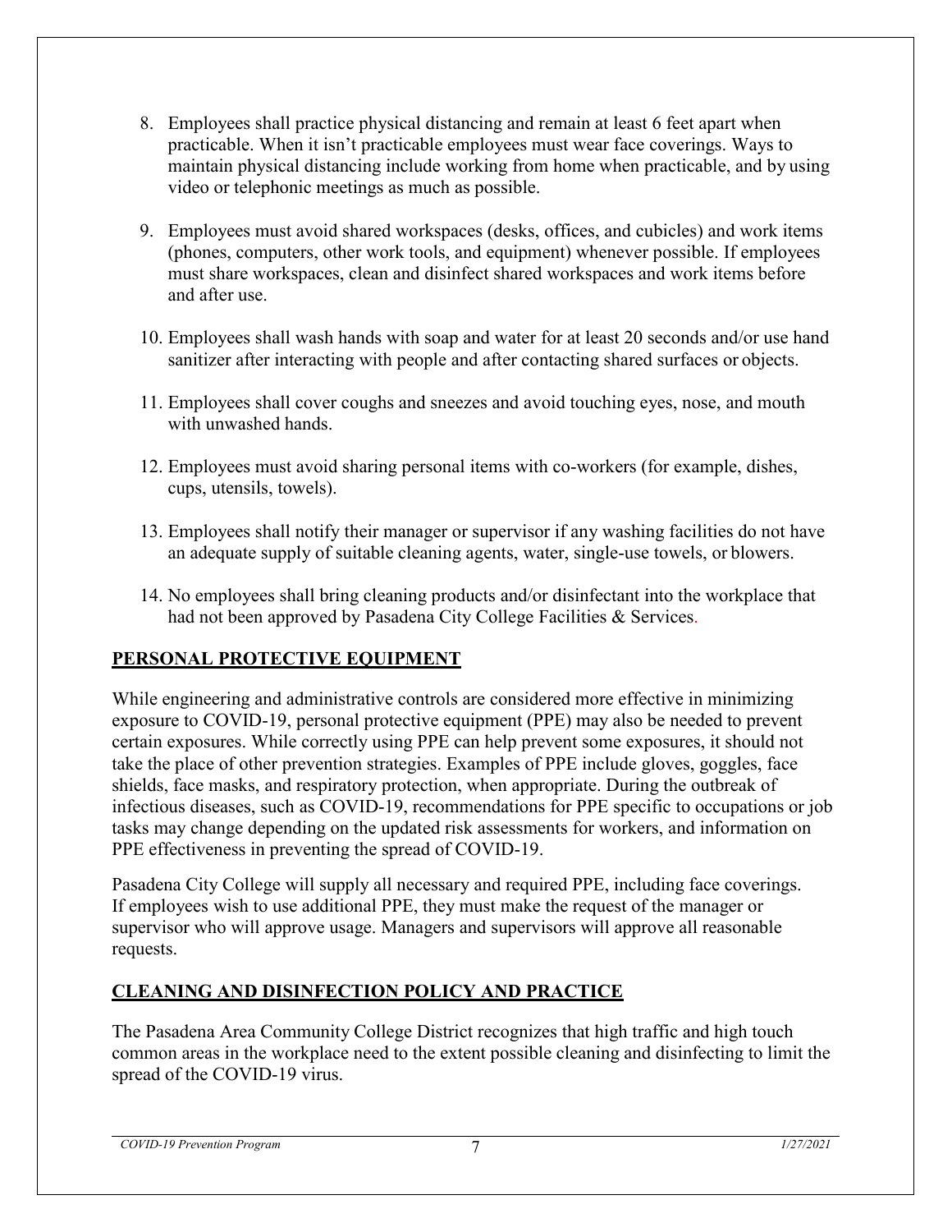8. Employees shall practice physical distancing and remain at least 6 feet apart when practicable. When it isn't practicable employees must wear face coverings. Ways to maintain physical distancing include working from home when practicable, and by using video or telephonic meetings as much as possible.

9. Employees must avoid shared workspaces (desks, offices, and cubicles) and work items (phones, computers, other work tools, and equipment) whenever possible. If employees must share workspaces, clean and disinfect shared workspaces and work items before and after use.

10. Employees shall wash hands with soap and water for at least 20 seconds and/or use hand sanitizer after interacting with people and after contacting shared surfaces or objects.

11. Employees shall cover coughs and sneezes and avoid touching eyes, nose, and mouth with unwashed hands.

12. Employees must avoid sharing personal items with co-workers (for example, dishes, cups, utensils, towels).

13. Employees shall notify their manager or supervisor if any washing facilities do not have an adequate supply of suitable cleaning agents, water, single-use towels, or blowers.

14. No employees shall bring cleaning products and/or disinfectant into the workplace that had not been approved by Pasadena City College Facilities & Services.

## PERSONAL PROTECTIVE EQUIPMENT

While engineering and administrative controls are considered more effective in minimizing exposure to COVID-19, personal protective equipment (PPE) may also be needed to prevent certain exposures. While correctly using PPE can help prevent some exposures, it should not take the place of other prevention strategies. Examples of PPE include gloves, goggles, face shields, face masks, and respiratory protection, when appropriate. During the outbreak of infectious diseases, such as COVID-19, recommendations for PPE specific to occupations or job tasks may change depending on the updated risk assessments for workers, and information on PPE effectiveness in preventing the spread of COVID-19.

Pasadena City College will supply all necessary and required PPE, including face coverings. If employees wish to use additional PPE, they must make the request of the manager or supervisor who will approve usage. Managers and supervisors will approve all reasonable requests.

## CLEANING AND DISINFECTION POLICY AND PRACTICE

The Pasadena Area Community College District recognizes that high traffic and high touch common areas in the workplace need to the extent possible cleaning and disinfecting to limit the spread of the COVID-19 virus.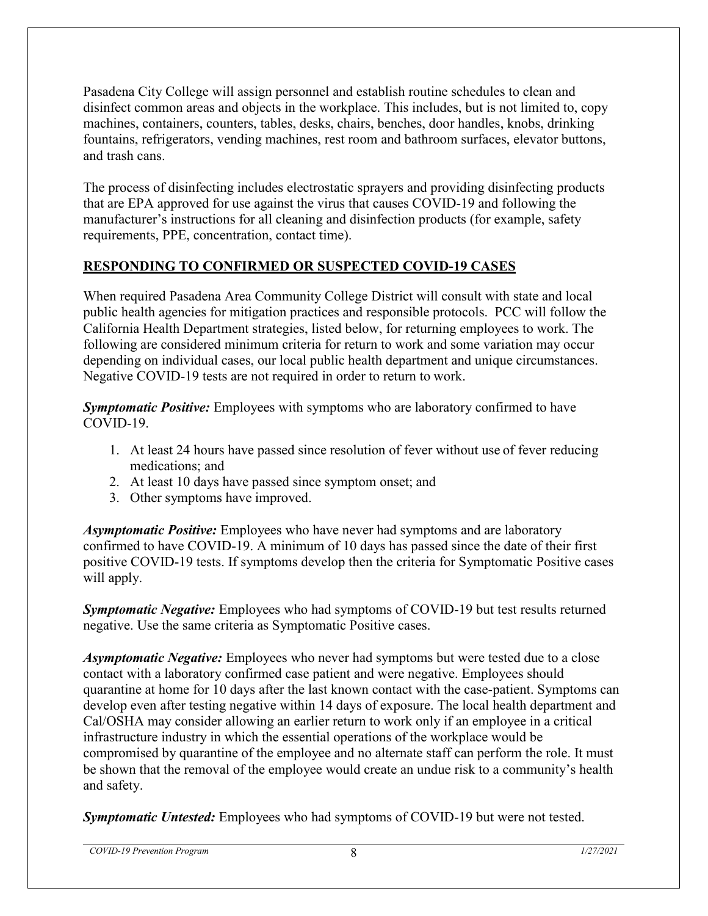Pasadena City College will assign personnel and establish routine schedules to clean and disinfect common areas and objects in the workplace. This includes, but is not limited to, copy machines, containers, counters, tables, desks, chairs, benches, door handles, knobs, drinking fountains, refrigerators, vending machines, rest room and bathroom surfaces, elevator buttons, and trash cans.

The process of disinfecting includes electrostatic sprayers and providing disinfecting products that are EPA approved for use against the virus that causes COVID-19 and following the manufacturer's instructions for all cleaning and disinfection products (for example, safety requirements, PPE, concentration, contact time).

## RESPONDING TO CONFIRMED OR SUSPECTED COVID-19 CASES

When required Pasadena Area Community College District will consult with state and local public health agencies for mitigation practices and responsible protocols. PCC will follow the California Health Department strategies, listed below, for returning employees to work. The following are considered minimum criteria for return to work and some variation may occur depending on individual cases, our local public health department and unique circumstances. Negative COVID-19 tests are not required in order to return to work.

***Symptomatic Positive:*** Employees with symptoms who are laboratory confirmed to have COVID-19.

1. At least 24 hours have passed since resolution of fever without use of fever reducing medications; and
2. At least 10 days have passed since symptom onset; and
3. Other symptoms have improved.

***Asymptomatic Positive:*** Employees who have never had symptoms and are laboratory confirmed to have COVID-19. A minimum of 10 days has passed since the date of their first positive COVID-19 tests. If symptoms develop then the criteria for Symptomatic Positive cases will apply.

***Symptomatic Negative:*** Employees who had symptoms of COVID-19 but test results returned negative. Use the same criteria as Symptomatic Positive cases.

***Asymptomatic Negative:*** Employees who never had symptoms but were tested due to a close contact with a laboratory confirmed case patient and were negative. Employees should quarantine at home for 10 days after the last known contact with the case-patient. Symptoms can develop even after testing negative within 14 days of exposure. The local health department and Cal/OSHA may consider allowing an earlier return to work only if an employee in a critical infrastructure industry in which the essential operations of the workplace would be compromised by quarantine of the employee and no alternate staff can perform the role. It must be shown that the removal of the employee would create an undue risk to a community's health and safety.

***Symptomatic Untested:*** Employees who had symptoms of COVID-19 but were not tested.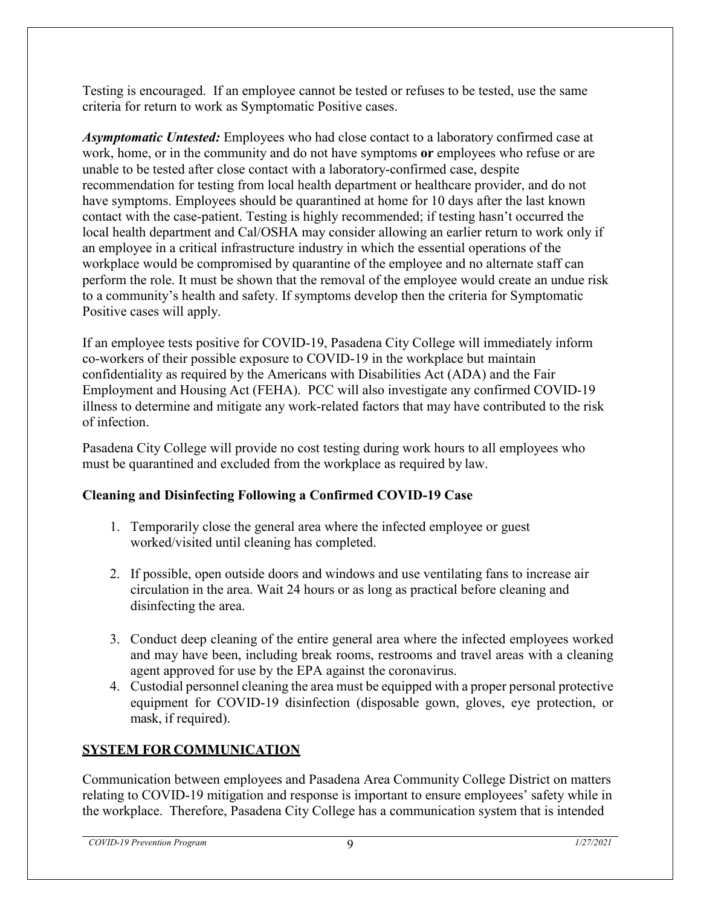Testing is encouraged. If an employee cannot be tested or refuses to be tested, use the same criteria for return to work as Symptomatic Positive cases.

***Asymptomatic Untested:*** Employees who had close contact to a laboratory confirmed case at work, home, or in the community and do not have symptoms **or** employees who refuse or are unable to be tested after close contact with a laboratory-confirmed case, despite recommendation for testing from local health department or healthcare provider, and do not have symptoms. Employees should be quarantined at home for 10 days after the last known contact with the case-patient. Testing is highly recommended; if testing hasn't occurred the local health department and Cal/OSHA may consider allowing an earlier return to work only if an employee in a critical infrastructure industry in which the essential operations of the workplace would be compromised by quarantine of the employee and no alternate staff can perform the role. It must be shown that the removal of the employee would create an undue risk to a community's health and safety. If symptoms develop then the criteria for Symptomatic Positive cases will apply.

If an employee tests positive for COVID-19, Pasadena City College will immediately inform co-workers of their possible exposure to COVID-19 in the workplace but maintain confidentiality as required by the Americans with Disabilities Act (ADA) and the Fair Employment and Housing Act (FEHA). PCC will also investigate any confirmed COVID-19 illness to determine and mitigate any work-related factors that may have contributed to the risk of infection.

Pasadena City College will provide no cost testing during work hours to all employees who must be quarantined and excluded from the workplace as required by law.

### Cleaning and Disinfecting Following a Confirmed COVID-19 Case

1. Temporarily close the general area where the infected employee or guest worked/visited until cleaning has completed.
2. If possible, open outside doors and windows and use ventilating fans to increase air circulation in the area. Wait 24 hours or as long as practical before cleaning and disinfecting the area.
3. Conduct deep cleaning of the entire general area where the infected employees worked and may have been, including break rooms, restrooms and travel areas with a cleaning agent approved for use by the EPA against the coronavirus.
4. Custodial personnel cleaning the area must be equipped with a proper personal protective equipment for COVID-19 disinfection (disposable gown, gloves, eye protection, or mask, if required).

## SYSTEM FOR COMMUNICATION

Communication between employees and Pasadena Area Community College District on matters relating to COVID-19 mitigation and response is important to ensure employees' safety while in the workplace. Therefore, Pasadena City College has a communication system that is intended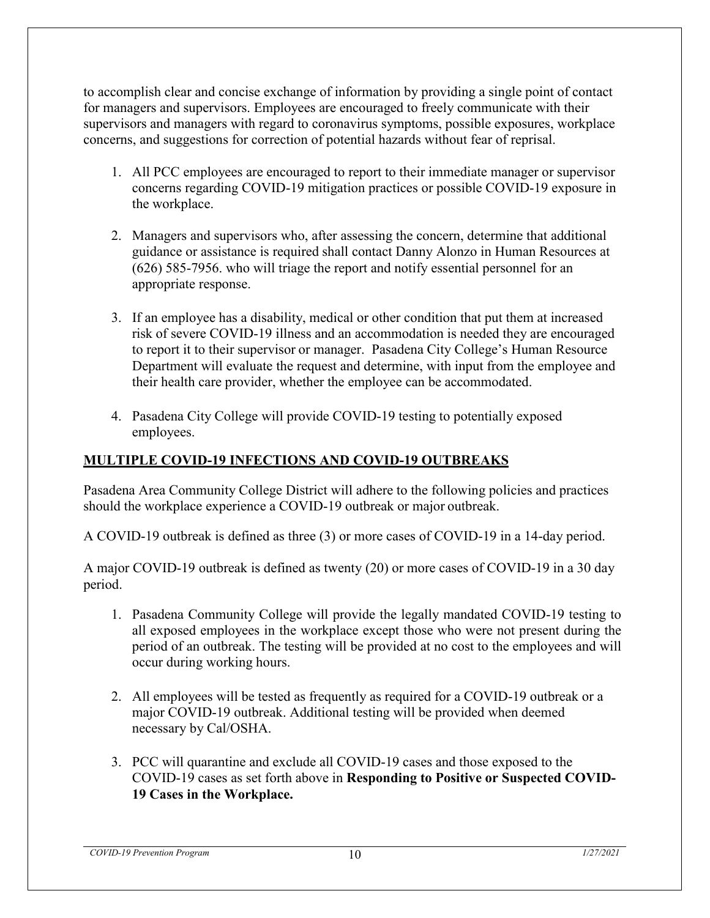to accomplish clear and concise exchange of information by providing a single point of contact for managers and supervisors. Employees are encouraged to freely communicate with their supervisors and managers with regard to coronavirus symptoms, possible exposures, workplace concerns, and suggestions for correction of potential hazards without fear of reprisal.

1. All PCC employees are encouraged to report to their immediate manager or supervisor concerns regarding COVID-19 mitigation practices or possible COVID-19 exposure in the workplace.

2. Managers and supervisors who, after assessing the concern, determine that additional guidance or assistance is required shall contact Danny Alonzo in Human Resources at (626) 585-7956. who will triage the report and notify essential personnel for an appropriate response.

3. If an employee has a disability, medical or other condition that put them at increased risk of severe COVID-19 illness and an accommodation is needed they are encouraged to report it to their supervisor or manager. Pasadena City College's Human Resource Department will evaluate the request and determine, with input from the employee and their health care provider, whether the employee can be accommodated.

4. Pasadena City College will provide COVID-19 testing to potentially exposed employees.

## MULTIPLE COVID-19 INFECTIONS AND COVID-19 OUTBREAKS

Pasadena Area Community College District will adhere to the following policies and practices should the workplace experience a COVID-19 outbreak or major outbreak.

A COVID-19 outbreak is defined as three (3) or more cases of COVID-19 in a 14-day period.

A major COVID-19 outbreak is defined as twenty (20) or more cases of COVID-19 in a 30 day period.

1. Pasadena Community College will provide the legally mandated COVID-19 testing to all exposed employees in the workplace except those who were not present during the period of an outbreak. The testing will be provided at no cost to the employees and will occur during working hours.

2. All employees will be tested as frequently as required for a COVID-19 outbreak or a major COVID-19 outbreak. Additional testing will be provided when deemed necessary by Cal/OSHA.

3. PCC will quarantine and exclude all COVID-19 cases and those exposed to the COVID-19 cases as set forth above in **Responding to Positive or Suspected COVID-19 Cases in the Workplace.**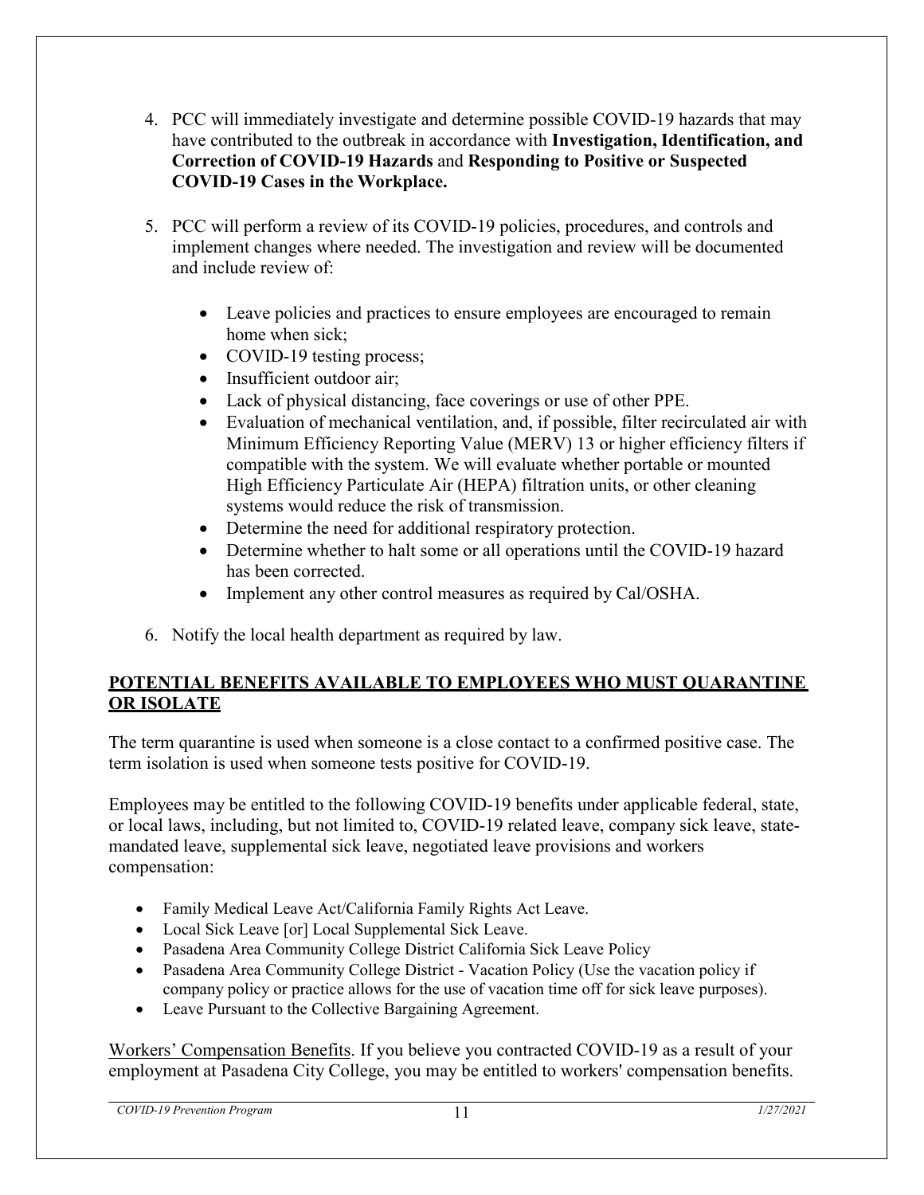4. PCC will immediately investigate and determine possible COVID-19 hazards that may have contributed to the outbreak in accordance with **Investigation, Identification, and Correction of COVID-19 Hazards** and **Responding to Positive or Suspected COVID-19 Cases in the Workplace.**

5. PCC will perform a review of its COVID-19 policies, procedures, and controls and implement changes where needed. The investigation and review will be documented and include review of:

   - Leave policies and practices to ensure employees are encouraged to remain home when sick;
   - COVID-19 testing process;
   - Insufficient outdoor air;
   - Lack of physical distancing, face coverings or use of other PPE.
   - Evaluation of mechanical ventilation, and, if possible, filter recirculated air with Minimum Efficiency Reporting Value (MERV) 13 or higher efficiency filters if compatible with the system. We will evaluate whether portable or mounted High Efficiency Particulate Air (HEPA) filtration units, or other cleaning systems would reduce the risk of transmission.
   - Determine the need for additional respiratory protection.
   - Determine whether to halt some or all operations until the COVID-19 hazard has been corrected.
   - Implement any other control measures as required by Cal/OSHA.

6. Notify the local health department as required by law.

## POTENTIAL BENEFITS AVAILABLE TO EMPLOYEES WHO MUST QUARANTINE OR ISOLATE

The term quarantine is used when someone is a close contact to a confirmed positive case. The term isolation is used when someone tests positive for COVID-19.

Employees may be entitled to the following COVID-19 benefits under applicable federal, state, or local laws, including, but not limited to, COVID-19 related leave, company sick leave, state-mandated leave, supplemental sick leave, negotiated leave provisions and workers compensation:

- Family Medical Leave Act/California Family Rights Act Leave.
- Local Sick Leave [or] Local Supplemental Sick Leave.
- Pasadena Area Community College District California Sick Leave Policy
- Pasadena Area Community College District - Vacation Policy (Use the vacation policy if company policy or practice allows for the use of vacation time off for sick leave purposes).
- Leave Pursuant to the Collective Bargaining Agreement.

<u>Workers' Compensation Benefits</u>. If you believe you contracted COVID-19 as a result of your employment at Pasadena City College, you may be entitled to workers' compensation benefits.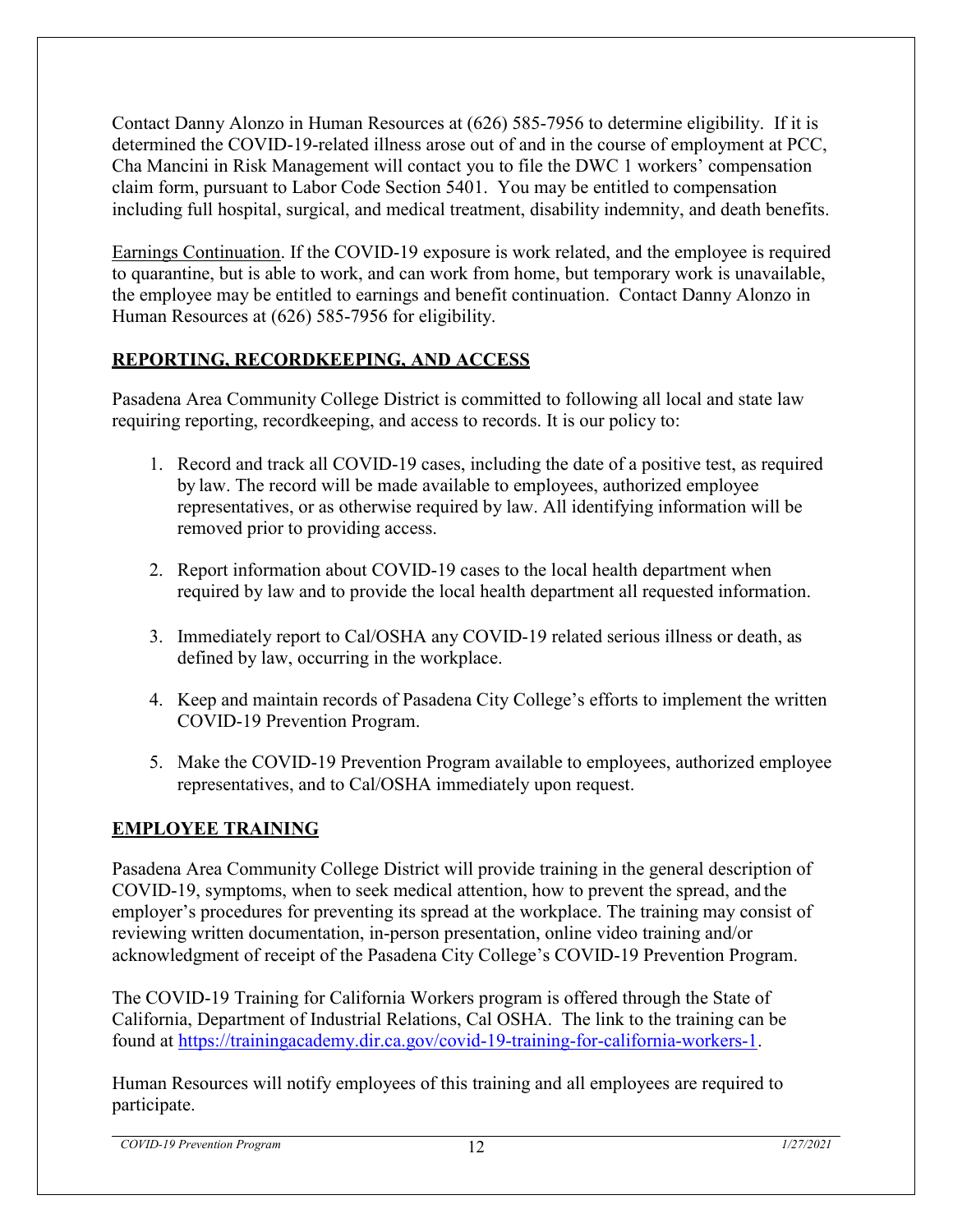Contact Danny Alonzo in Human Resources at (626) 585-7956 to determine eligibility. If it is determined the COVID-19-related illness arose out of and in the course of employment at PCC, Cha Mancini in Risk Management will contact you to file the DWC 1 workers' compensation claim form, pursuant to Labor Code Section 5401. You may be entitled to compensation including full hospital, surgical, and medical treatment, disability indemnity, and death benefits.

Earnings Continuation. If the COVID-19 exposure is work related, and the employee is required to quarantine, but is able to work, and can work from home, but temporary work is unavailable, the employee may be entitled to earnings and benefit continuation. Contact Danny Alonzo in Human Resources at (626) 585-7956 for eligibility.

## REPORTING, RECORDKEEPING, AND ACCESS

Pasadena Area Community College District is committed to following all local and state law requiring reporting, recordkeeping, and access to records. It is our policy to:

1. Record and track all COVID-19 cases, including the date of a positive test, as required by law. The record will be made available to employees, authorized employee representatives, or as otherwise required by law. All identifying information will be removed prior to providing access.
2. Report information about COVID-19 cases to the local health department when required by law and to provide the local health department all requested information.
3. Immediately report to Cal/OSHA any COVID-19 related serious illness or death, as defined by law, occurring in the workplace.
4. Keep and maintain records of Pasadena City College's efforts to implement the written COVID-19 Prevention Program.
5. Make the COVID-19 Prevention Program available to employees, authorized employee representatives, and to Cal/OSHA immediately upon request.

## EMPLOYEE TRAINING

Pasadena Area Community College District will provide training in the general description of COVID-19, symptoms, when to seek medical attention, how to prevent the spread, and the employer's procedures for preventing its spread at the workplace. The training may consist of reviewing written documentation, in-person presentation, online video training and/or acknowledgment of receipt of the Pasadena City College's COVID-19 Prevention Program.

The COVID-19 Training for California Workers program is offered through the State of California, Department of Industrial Relations, Cal OSHA. The link to the training can be found at https://trainingacademy.dir.ca.gov/covid-19-training-for-california-workers-1.

Human Resources will notify employees of this training and all employees are required to participate.